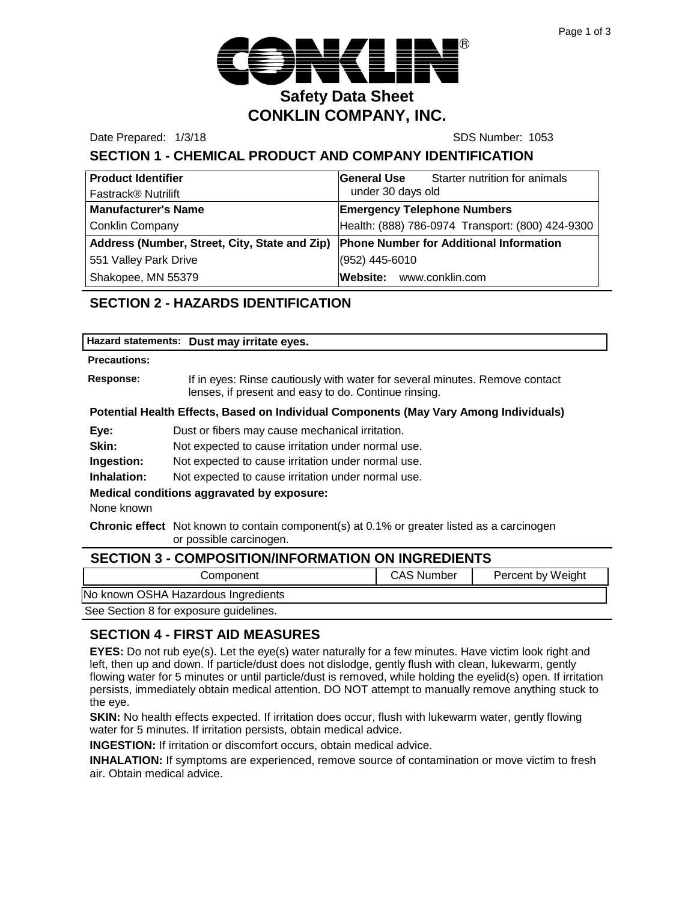# CONKLIN®

## Safety Data Sheet
## CONKLIN COMPANY, INC.

Date Prepared: 1/3/18 SDS Number: 1053

## SECTION 1 - CHEMICAL PRODUCT AND COMPANY IDENTIFICATION

| **Product Identifier** | **General Use** Starter nutrition for animals under 30 days old |
|---|---|
| Fastrack® Nutrilift | |
| **Manufacturer's Name** | **Emergency Telephone Numbers** |
| Conklin Company | Health: (888) 786-0974 Transport: (800) 424-9300 |
| **Address (Number, Street, City, State and Zip)** | **Phone Number for Additional Information** |
| 551 Valley Park Drive | (952) 445-6010 |
| Shakopee, MN 55379 | **Website:** www.conklin.com |

## SECTION 2 - HAZARDS IDENTIFICATION

**Hazard statements: Dust may irritate eyes.**

**Precautions:**

**Response:** If in eyes: Rinse cautiously with water for several minutes. Remove contact lenses, if present and easy to do. Continue rinsing.

**Potential Health Effects, Based on Individual Components (May Vary Among Individuals)**

**Eye:** Dust or fibers may cause mechanical irritation.

**Skin:** Not expected to cause irritation under normal use.

**Ingestion:** Not expected to cause irritation under normal use.

**Inhalation:** Not expected to cause irritation under normal use.

**Medical conditions aggravated by exposure:**

None known

**Chronic effect** Not known to contain component(s) at 0.1% or greater listed as a carcinogen or possible carcinogen.

## SECTION 3 - COMPOSITION/INFORMATION ON INGREDIENTS

| Component | CAS Number | Percent by Weight |
|---|---|---|
| No known OSHA Hazardous Ingredients | | |

See Section 8 for exposure guidelines.

## SECTION 4 - FIRST AID MEASURES

**EYES:** Do not rub eye(s). Let the eye(s) water naturally for a few minutes. Have victim look right and left, then up and down. If particle/dust does not dislodge, gently flush with clean, lukewarm, gently flowing water for 5 minutes or until particle/dust is removed, while holding the eyelid(s) open. If irritation persists, immediately obtain medical attention. DO NOT attempt to manually remove anything stuck to the eye.

**SKIN:** No health effects expected. If irritation does occur, flush with lukewarm water, gently flowing water for 5 minutes. If irritation persists, obtain medical advice.

**INGESTION:** If irritation or discomfort occurs, obtain medical advice.

**INHALATION:** If symptoms are experienced, remove source of contamination or move victim to fresh air. Obtain medical advice.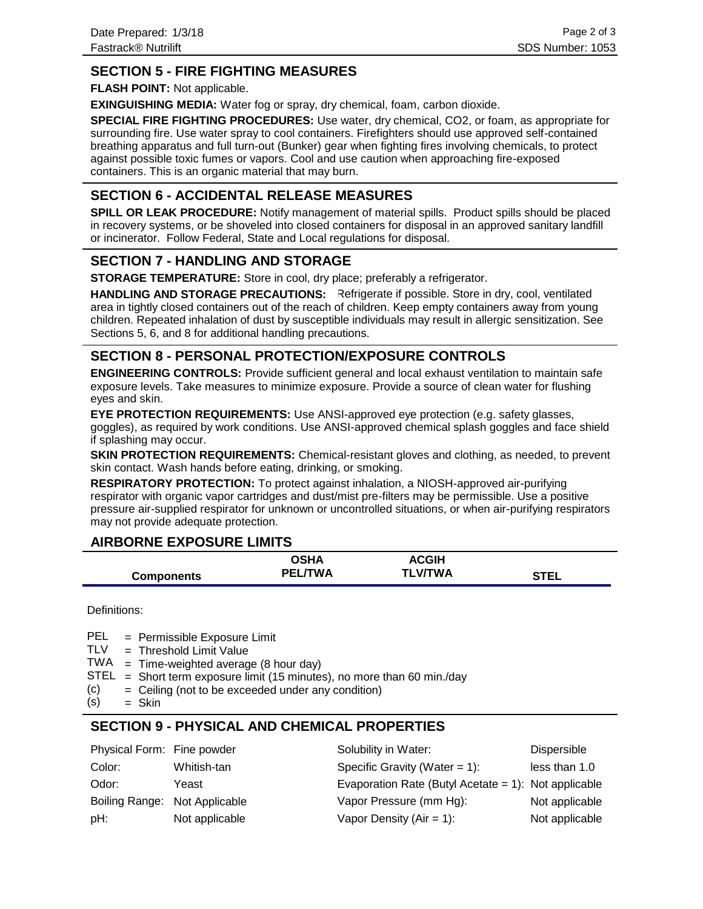## SECTION 5 - FIRE FIGHTING MEASURES

**FLASH POINT:** Not applicable.

**EXINGUISHING MEDIA:** Water fog or spray, dry chemical, foam, carbon dioxide.

**SPECIAL FIRE FIGHTING PROCEDURES:** Use water, dry chemical, CO2, or foam, as appropriate for surrounding fire. Use water spray to cool containers. Firefighters should use approved self-contained breathing apparatus and full turn-out (Bunker) gear when fighting fires involving chemicals, to protect against possible toxic fumes or vapors. Cool and use caution when approaching fire-exposed containers. This is an organic material that may burn.

## SECTION 6 - ACCIDENTAL RELEASE MEASURES

**SPILL OR LEAK PROCEDURE:** Notify management of material spills. Product spills should be placed in recovery systems, or be shoveled into closed containers for disposal in an approved sanitary landfill or incinerator. Follow Federal, State and Local regulations for disposal.

## SECTION 7 - HANDLING AND STORAGE

**STORAGE TEMPERATURE:** Store in cool, dry place; preferably a refrigerator.

**HANDLING AND STORAGE PRECAUTIONS:** Refrigerate if possible. Store in dry, cool, ventilated area in tightly closed containers out of the reach of children. Keep empty containers away from young children. Repeated inhalation of dust by susceptible individuals may result in allergic sensitization. See Sections 5, 6, and 8 for additional handling precautions.

## SECTION 8 - PERSONAL PROTECTION/EXPOSURE CONTROLS

**ENGINEERING CONTROLS:** Provide sufficient general and local exhaust ventilation to maintain safe exposure levels. Take measures to minimize exposure. Provide a source of clean water for flushing eyes and skin.

**EYE PROTECTION REQUIREMENTS:** Use ANSI-approved eye protection (e.g. safety glasses, goggles), as required by work conditions. Use ANSI-approved chemical splash goggles and face shield if splashing may occur.

**SKIN PROTECTION REQUIREMENTS:** Chemical-resistant gloves and clothing, as needed, to prevent skin contact. Wash hands before eating, drinking, or smoking.

**RESPIRATORY PROTECTION:** To protect against inhalation, a NIOSH-approved air-purifying respirator with organic vapor cartridges and dust/mist pre-filters may be permissible. Use a positive pressure air-supplied respirator for unknown or uncontrolled situations, or when air-purifying respirators may not provide adequate protection.

## AIRBORNE EXPOSURE LIMITS

| Components | OSHA PEL/TWA | ACGIH TLV/TWA | STEL |
|---|---|---|---|

Definitions:

PEL = Permissible Exposure Limit
TLV = Threshold Limit Value
TWA = Time-weighted average (8 hour day)
STEL = Short term exposure limit (15 minutes), no more than 60 min./day
(c) = Ceiling (not to be exceeded under any condition)
(s) = Skin

## SECTION 9 - PHYSICAL AND CHEMICAL PROPERTIES

| | | | |
|---|---|---|---|
| Physical Form: | Fine powder | Solubility in Water: | Dispersible |
| Color: | Whitish-tan | Specific Gravity (Water = 1): | less than 1.0 |
| Odor: | Yeast | Evaporation Rate (Butyl Acetate = 1): | Not applicable |
| Boiling Range: | Not Applicable | Vapor Pressure (mm Hg): | Not applicable |
| pH: | Not applicable | Vapor Density (Air = 1): | Not applicable |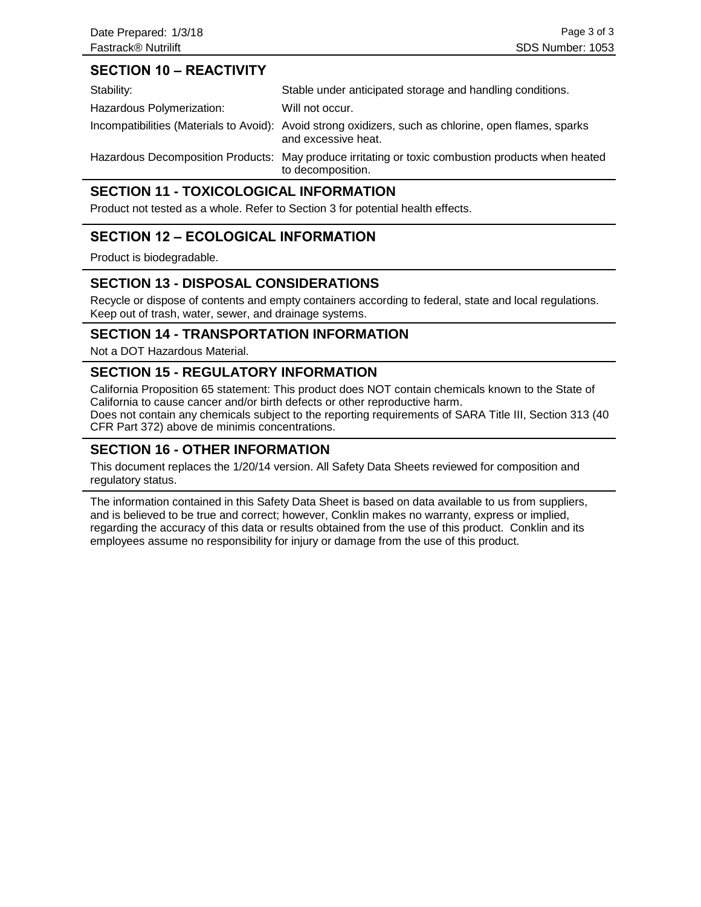## SECTION 10 – REACTIVITY

| | |
|---|---|
| Stability: | Stable under anticipated storage and handling conditions. |
| Hazardous Polymerization: | Will not occur. |
| Incompatibilities (Materials to Avoid): | Avoid strong oxidizers, such as chlorine, open flames, sparks and excessive heat. |
| Hazardous Decomposition Products: | May produce irritating or toxic combustion products when heated to decomposition. |

## SECTION 11 - TOXICOLOGICAL INFORMATION

Product not tested as a whole. Refer to Section 3 for potential health effects.

## SECTION 12 – ECOLOGICAL INFORMATION

Product is biodegradable.

## SECTION 13 - DISPOSAL CONSIDERATIONS

Recycle or dispose of contents and empty containers according to federal, state and local regulations. Keep out of trash, water, sewer, and drainage systems.

## SECTION 14 - TRANSPORTATION INFORMATION

Not a DOT Hazardous Material.

## SECTION 15 - REGULATORY INFORMATION

California Proposition 65 statement: This product does NOT contain chemicals known to the State of California to cause cancer and/or birth defects or other reproductive harm.
Does not contain any chemicals subject to the reporting requirements of SARA Title III, Section 313 (40 CFR Part 372) above de minimis concentrations.

## SECTION 16 - OTHER INFORMATION

This document replaces the 1/20/14 version. All Safety Data Sheets reviewed for composition and regulatory status.

The information contained in this Safety Data Sheet is based on data available to us from suppliers, and is believed to be true and correct; however, Conklin makes no warranty, express or implied, regarding the accuracy of this data or results obtained from the use of this product. Conklin and its employees assume no responsibility for injury or damage from the use of this product.